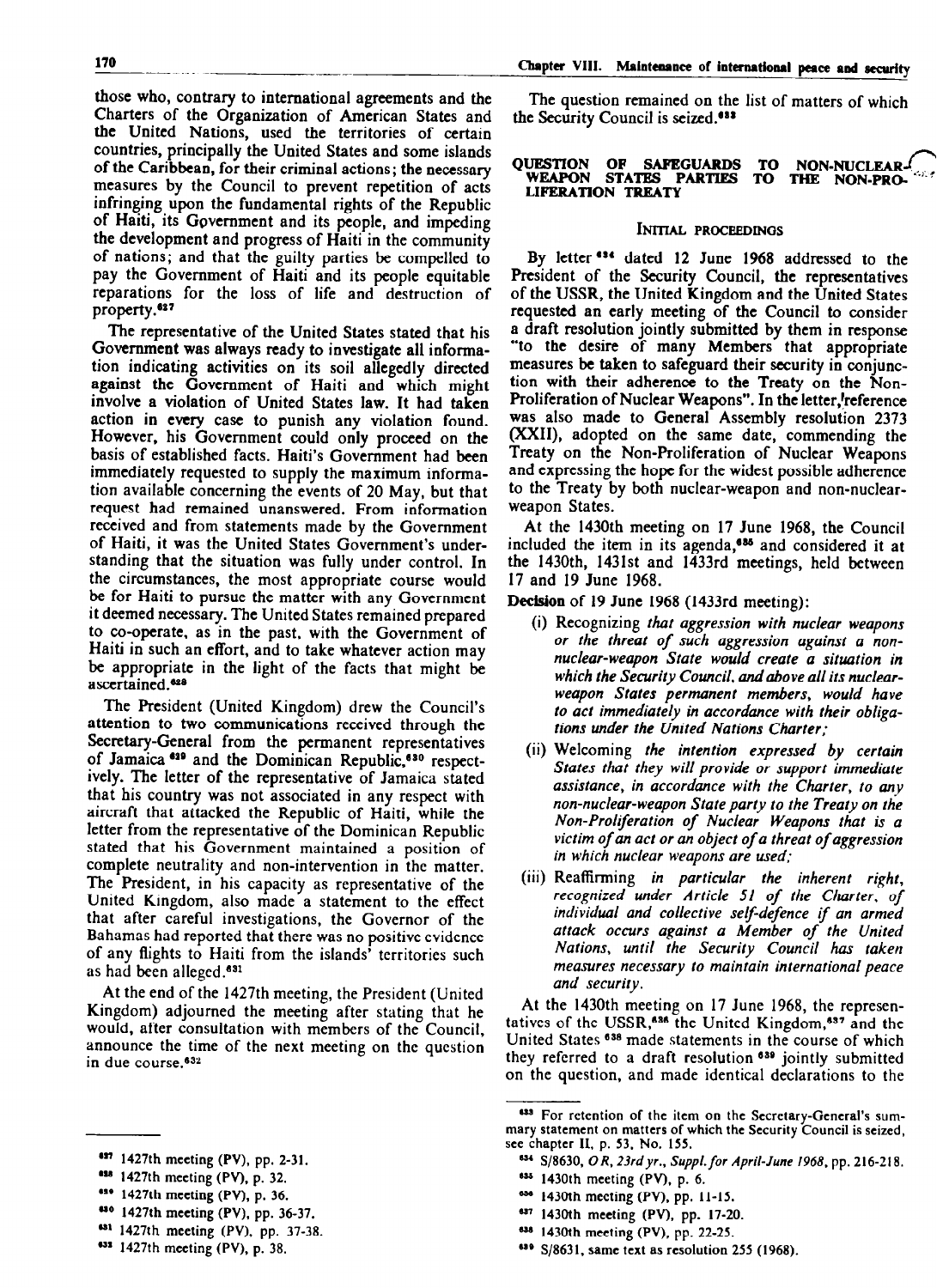those who, contrary to international agreements and the Charters of the Organization of American States and the United Nations, used the territories of certain countries, principally the United States and some islands of the Caribbean, for their criminal actions; the necessary measures by the Council to prevent repetition of acts infringing upon the fundamental rights of the Republic of Haiti, its Government and its people, and impeding the development and progress of Haiti in the community of nations; and that the guilty parties be compelled to pay the Government of Haiti and its people equitable reparations for the loss of life and destruction of property.[627]

The representative of the United States stated that his Government was always ready to investigate all information indicating activities on its soil allegedly directed against the Government of Haiti and which might involve a violation of United States law. It had taken action in every case to punish any violation found. However, his Government could only proceed on the basis of established facts. Haiti's Government had been immediately requested to supply the maximum information available concerning the events of 20 May, but that request had remained unanswered. From information received and from statements made by the Government of Haiti, it was the United States Government's understanding that the situation was fully under control. In the circumstances, the most appropriate course would be for Haiti to pursue the matter with any Government it deemed necessary. The United States remained prepared to co-operate, as in the past, with the Government of Haiti in such an effort, and to take whatever action may be appropriate in the light of the facts that might be ascertained.[628]

The President (United Kingdom) drew the Council's attention to two communications received through the Secretary-General from the permanent representatives of Jamaica[629] and the Dominican Republic,[630] respectively. The letter of the representative of Jamaica stated that his country was not associated in any respect with aircraft that attacked the Republic of Haiti, while the letter from the representative of the Dominican Republic stated that his Government maintained a position of complete neutrality and non-intervention in the matter. The President, in his capacity as representative of the United Kingdom, also made a statement to the effect that after careful investigations, the Governor of the Bahamas had reported that there was no positive evidence of any flights to Haiti from the islands' territories such as had been alleged.[631]

At the end of the 1427th meeting, the President (United Kingdom) adjourned the meeting after stating that he would, after consultation with members of the Council, announce the time of the next meeting on the question in due course.[632]

[627] 1427th meeting (PV), pp. 2-31.

[628] 1427th meeting (PV), p. 32.

[629] 1427th meeting (PV), p. 36.

[630] 1427th meeting (PV), pp. 36-37.

[631] 1427th meeting (PV), pp. 37-38.

[632] 1427th meeting (PV), p. 38.

The question remained on the list of matters of which the Security Council is seized.[633]

## QUESTION OF SAFEGUARDS TO NON-NUCLEAR-WEAPON STATES PARTIES TO THE NON-PROLIFERATION TREATY

### INITIAL PROCEEDINGS

By letter[634] dated 12 June 1968 addressed to the President of the Security Council, the representatives of the USSR, the United Kingdom and the United States requested an early meeting of the Council to consider a draft resolution jointly submitted by them in response "to the desire of many Members that appropriate measures be taken to safeguard their security in conjunction with their adherence to the Treaty on the Non-Proliferation of Nuclear Weapons". In the letter, reference was also made to General Assembly resolution 2373 (XXII), adopted on the same date, commending the Treaty on the Non-Proliferation of Nuclear Weapons and expressing the hope for the widest possible adherence to the Treaty by both nuclear-weapon and non-nuclear-weapon States.

At the 1430th meeting on 17 June 1968, the Council included the item in its agenda,[635] and considered it at the 1430th, 1431st and 1433rd meetings, held between 17 and 19 June 1968.

**Decision** of 19 June 1968 (1433rd meeting):

(i) Recognizing *that aggression with nuclear weapons or the threat of such aggression against a non-nuclear-weapon State would create a situation in which the Security Council, and above all its nuclear-weapon States permanent members, would have to act immediately in accordance with their obligations under the United Nations Charter;*

(ii) Welcoming *the intention expressed by certain States that they will provide or support immediate assistance, in accordance with the Charter, to any non-nuclear-weapon State party to the Treaty on the Non-Proliferation of Nuclear Weapons that is a victim of an act or an object of a threat of aggression in which nuclear weapons are used;*

(iii) Reaffirming *in particular the inherent right, recognized under Article 51 of the Charter, of individual and collective self-defence if an armed attack occurs against a Member of the United Nations, until the Security Council has taken measures necessary to maintain international peace and security.*

At the 1430th meeting on 17 June 1968, the representatives of the USSR,[636] the United Kingdom,[637] and the United States[638] made statements in the course of which they referred to a draft resolution[639] jointly submitted on the question, and made identical declarations to the

[633] For retention of the item on the Secretary-General's summary statement on matters of which the Security Council is seized, see chapter II, p. 53, No. 155.

[634] S/8630, *O R, 23rd yr., Suppl. for April-June 1968*, pp. 216-218.

[635] 1430th meeting (PV), p. 6.

[636] 1430th meeting (PV), pp. 11-15.

[637] 1430th meeting (PV), pp. 17-20.

[638] 1430th meeting (PV), pp. 22-25.

[639] S/8631, same text as resolution 255 (1968).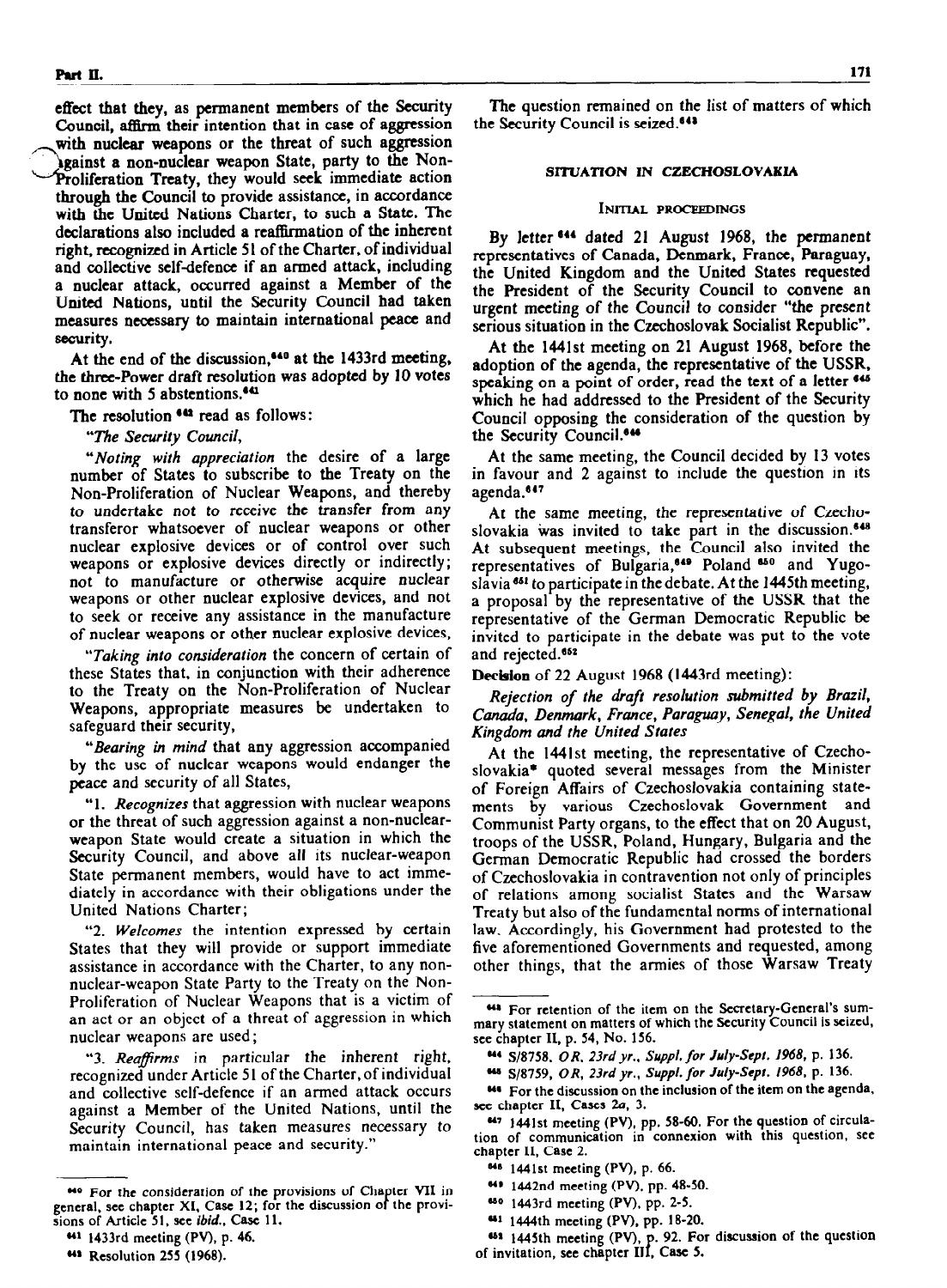effect that they, as permanent members of the Security Council, affirm their intention that in case of aggression with nuclear weapons or the threat of such aggression against a non-nuclear weapon State, party to the Non-Proliferation Treaty, they would seek immediate action through the Council to provide assistance, in accordance with the United Nations Charter, to such a State. The declarations also included a reaffirmation of the inherent right, recognized in Article 51 of the Charter, of individual and collective self-defence if an armed attack, including a nuclear attack, occurred against a Member of the United Nations, until the Security Council had taken measures necessary to maintain international peace and security.

At the end of the discussion,[640] at the 1433rd meeting, the three-Power draft resolution was adopted by 10 votes to none with 5 abstentions.[641]

The resolution [642] read as follows:

*"The Security Council,*

"*Noting with appreciation* the desire of a large number of States to subscribe to the Treaty on the Non-Proliferation of Nuclear Weapons, and thereby to undertake not to receive the transfer from any transferor whatsoever of nuclear weapons or other nuclear explosive devices or of control over such weapons or explosive devices directly or indirectly; not to manufacture or otherwise acquire nuclear weapons or other nuclear explosive devices, and not to seek or receive any assistance in the manufacture of nuclear weapons or other nuclear explosive devices,

"*Taking into consideration* the concern of certain of these States that, in conjunction with their adherence to the Treaty on the Non-Proliferation of Nuclear Weapons, appropriate measures be undertaken to safeguard their security,

"*Bearing in mind* that any aggression accompanied by the use of nuclear weapons would endanger the peace and security of all States,

"1. *Recognizes* that aggression with nuclear weapons or the threat of such aggression against a non-nuclear-weapon State would create a situation in which the Security Council, and above all its nuclear-weapon State permanent members, would have to act immediately in accordance with their obligations under the United Nations Charter;

"2. *Welcomes* the intention expressed by certain States that they will provide or support immediate assistance in accordance with the Charter, to any non-nuclear-weapon State Party to the Treaty on the Non-Proliferation of Nuclear Weapons that is a victim of an act or an object of a threat of aggression in which nuclear weapons are used;

"3. *Reaffirms* in particular the inherent right, recognized under Article 51 of the Charter, of individual and collective self-defence if an armed attack occurs against a Member of the United Nations, until the Security Council has taken measures necessary to maintain international peace and security."

The question remained on the list of matters of which the Security Council is seized.[643]

## SITUATION IN CZECHOSLOVAKIA

### INITIAL PROCEEDINGS

By letter [644] dated 21 August 1968, the permanent representatives of Canada, Denmark, France, Paraguay, the United Kingdom and the United States requested the President of the Security Council to convene an urgent meeting of the Council to consider "the present serious situation in the Czechoslovak Socialist Republic".

At the 1441st meeting on 21 August 1968, before the adoption of the agenda, the representative of the USSR, speaking on a point of order, read the text of a letter [645] which he had addressed to the President of the Security Council opposing the consideration of the question by the Security Council.[646]

At the same meeting, the Council decided by 13 votes in favour and 2 against to include the question in its agenda.[647]

At the same meeting, the representative of Czechoslovakia was invited to take part in the discussion.[648] At subsequent meetings, the Council also invited the representatives of Bulgaria,[649] Poland [650] and Yugoslavia [651] to participate in the debate. At the 1445th meeting, a proposal by the representative of the USSR that the representative of the German Democratic Republic be invited to participate in the debate was put to the vote and rejected.[652]

**Decision** of 22 August 1968 (1443rd meeting):

*Rejection of the draft resolution submitted by Brazil, Canada, Denmark, France, Paraguay, Senegal, the United Kingdom and the United States*

At the 1441st meeting, the representative of Czechoslovakia* quoted several messages from the Minister of Foreign Affairs of Czechoslovakia containing statements by various Czechoslovak Government and Communist Party organs, to the effect that on 20 August, troops of the USSR, Poland, Hungary, Bulgaria and the German Democratic Republic had crossed the borders of Czechoslovakia in contravention not only of principles of relations among socialist States and the Warsaw Treaty but also of the fundamental norms of international law. Accordingly, his Government had protested to the five aforementioned Governments and requested, among other things, that the armies of those Warsaw Treaty

---

[640] For the consideration of the provisions of Chapter VII in general, see chapter XI, Case 12; for the discussion of the provisions of Article 51, see *ibid.*, Case 11.

[641] 1433rd meeting (PV), p. 46.

[642] Resolution 255 (1968).

[643] For retention of the item on the Secretary-General's summary statement on matters of which the Security Council is seized, see chapter II, p. 54, No. 156.

[644] S/8758, *OR, 23rd yr., Suppl. for July-Sept. 1968*, p. 136.

[645] S/8759, *OR, 23rd yr., Suppl. for July-Sept. 1968*, p. 136.

[646] For the discussion on the inclusion of the item on the agenda, see chapter II, Cases 2*a*, 3.

[647] 1441st meeting (PV), pp. 58-60. For the question of circulation of communication in connexion with this question, see chapter II, Case 2.

[648] 1441st meeting (PV), p. 66.

[649] 1442nd meeting (PV), pp. 48-50.

[650] 1443rd meeting (PV), pp. 2-5.

[651] 1444th meeting (PV), pp. 18-20.

[652] 1445th meeting (PV), p. 92. For discussion of the question of invitation, see chapter III, Case 5.